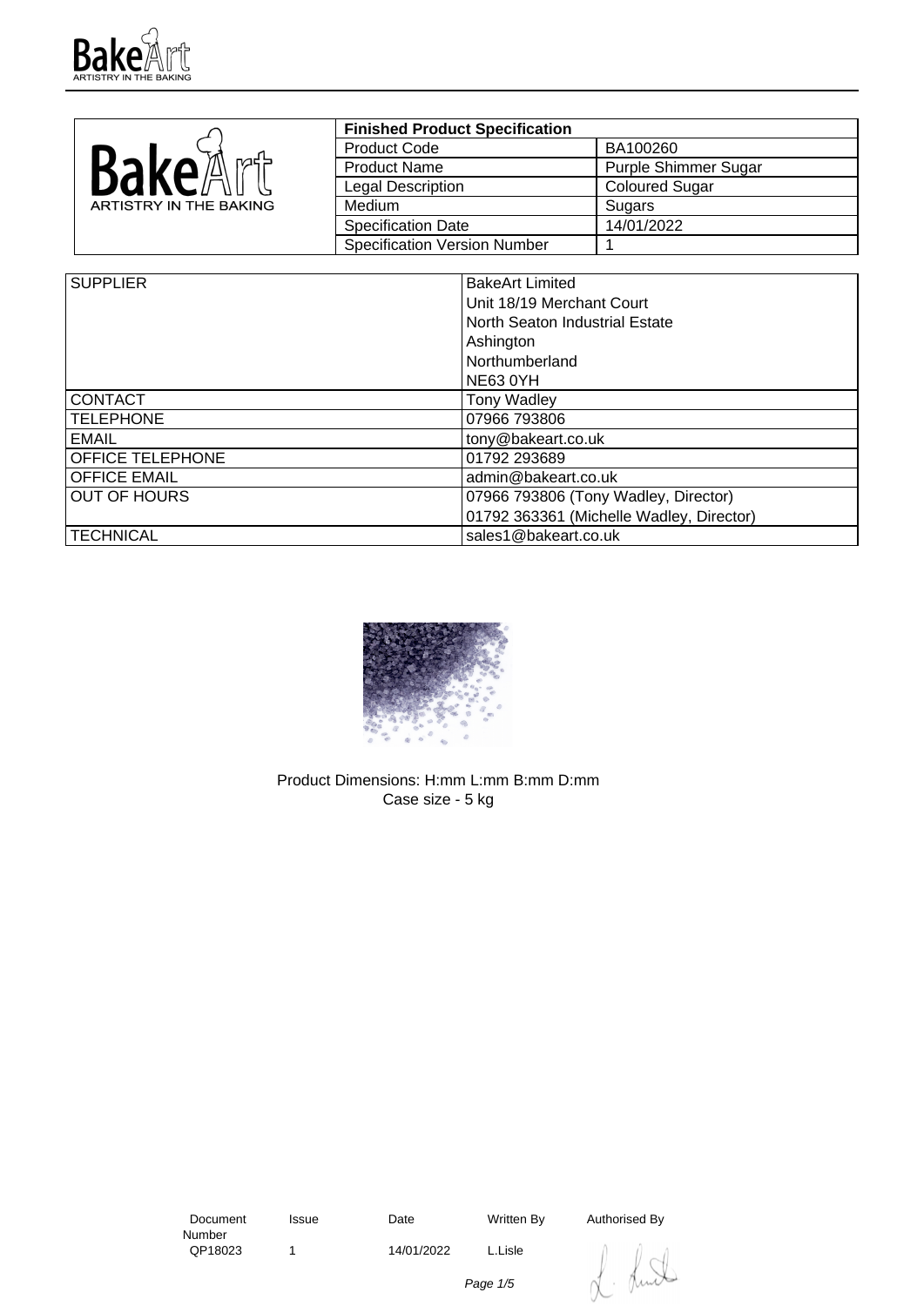| Finished Product Specification | |
|---|---|
| Product Code | BA100260 |
| Product Name | Purple Shimmer Sugar |
| Legal Description | Coloured Sugar |
| Medium | Sugars |
| Specification Date | 14/01/2022 |
| Specification Version Number | 1 |

| SUPPLIER | BakeArt Limited<br>Unit 18/19 Merchant Court<br>North Seaton Industrial Estate<br>Ashington<br>Northumberland<br>NE63 0YH |
|---|---|
| CONTACT | Tony Wadley |
| TELEPHONE | 07966 793806 |
| EMAIL | tony@bakeart.co.uk |
| OFFICE TELEPHONE | 01792 293689 |
| OFFICE EMAIL | admin@bakeart.co.uk |
| OUT OF HOURS | 07966 793806 (Tony Wadley, Director)<br>01792 363361 (Michelle Wadley, Director) |
| TECHNICAL | sales1@bakeart.co.uk |

Product Dimensions: H:mm L:mm B:mm D:mm
Case size - 5 kg

| Document Number | Issue | Date | Written By | Authorised By |
|---|---|---|---|---|
| QP18023 | 1 | 14/01/2022 | L.Lisle | |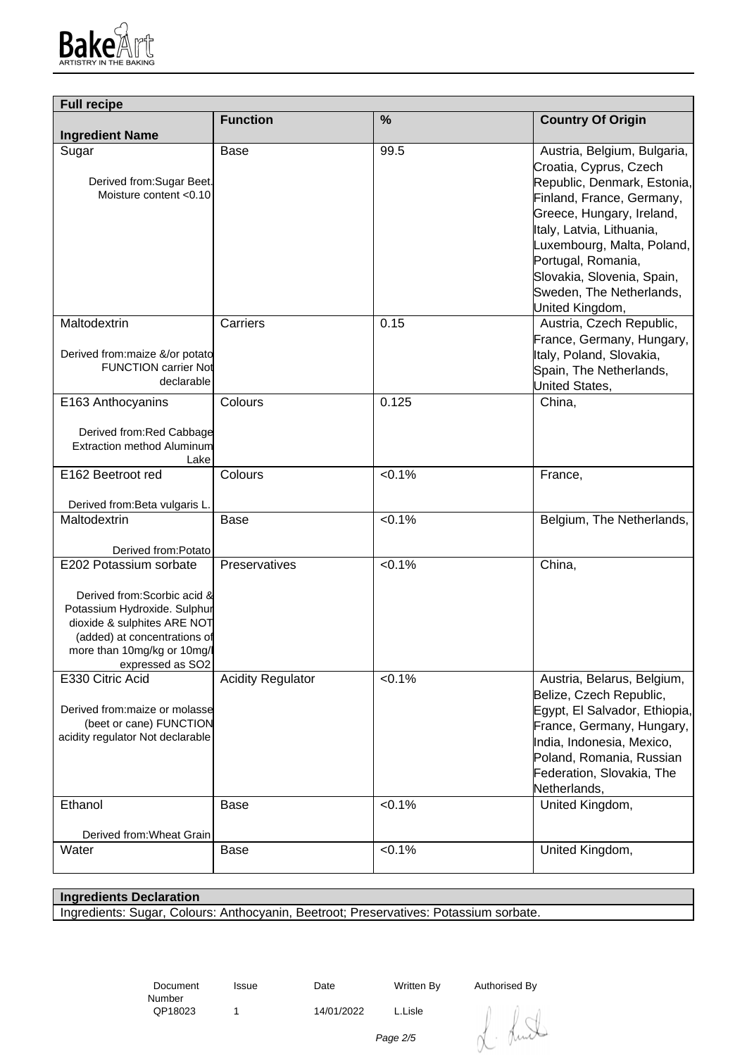## Full recipe

| Ingredient Name | Function | % | Country Of Origin |
|---|---|---|---|
| Sugar<br><br>Derived from:Sugar Beet. Moisture content <0.10 | Base | 99.5 | Austria, Belgium, Bulgaria, Croatia, Cyprus, Czech Republic, Denmark, Estonia, Finland, France, Germany, Greece, Hungary, Ireland, Italy, Latvia, Lithuania, Luxembourg, Malta, Poland, Portugal, Romania, Slovakia, Slovenia, Spain, Sweden, The Netherlands, United Kingdom, |
| Maltodextrin<br><br>Derived from:maize &/or potato FUNCTION carrier Not declarable | Carriers | 0.15 | Austria, Czech Republic, France, Germany, Hungary, Italy, Poland, Slovakia, Spain, The Netherlands, United States, |
| E163 Anthocyanins<br><br>Derived from:Red Cabbage Extraction method Aluminum Lake | Colours | 0.125 | China, |
| E162 Beetroot red<br><br>Derived from:Beta vulgaris L. | Colours | <0.1% | France, |
| Maltodextrin<br><br>Derived from:Potato | Base | <0.1% | Belgium, The Netherlands, |
| E202 Potassium sorbate<br><br>Derived from:Scorbic acid & Potassium Hydroxide. Sulphur dioxide & sulphites ARE NOT (added) at concentrations of more than 10mg/kg or 10mg/l expressed as SO2 | Preservatives | <0.1% | China, |
| E330 Citric Acid<br><br>Derived from:maize or molasse (beet or cane) FUNCTION acidity regulator Not declarable | Acidity Regulator | <0.1% | Austria, Belarus, Belgium, Belize, Czech Republic, Egypt, El Salvador, Ethiopia, France, Germany, Hungary, India, Indonesia, Mexico, Poland, Romania, Russian Federation, Slovakia, The Netherlands, |
| Ethanol<br><br>Derived from:Wheat Grain | Base | <0.1% | United Kingdom, |
| Water | Base | <0.1% | United Kingdom, |

## Ingredients Declaration

Ingredients: Sugar, Colours: Anthocyanin, Beetroot; Preservatives: Potassium sorbate.

| Document Number | Issue | Date | Written By | Authorised By |
|---|---|---|---|---|
| QP18023 | 1 | 14/01/2022 | L.Lisle | |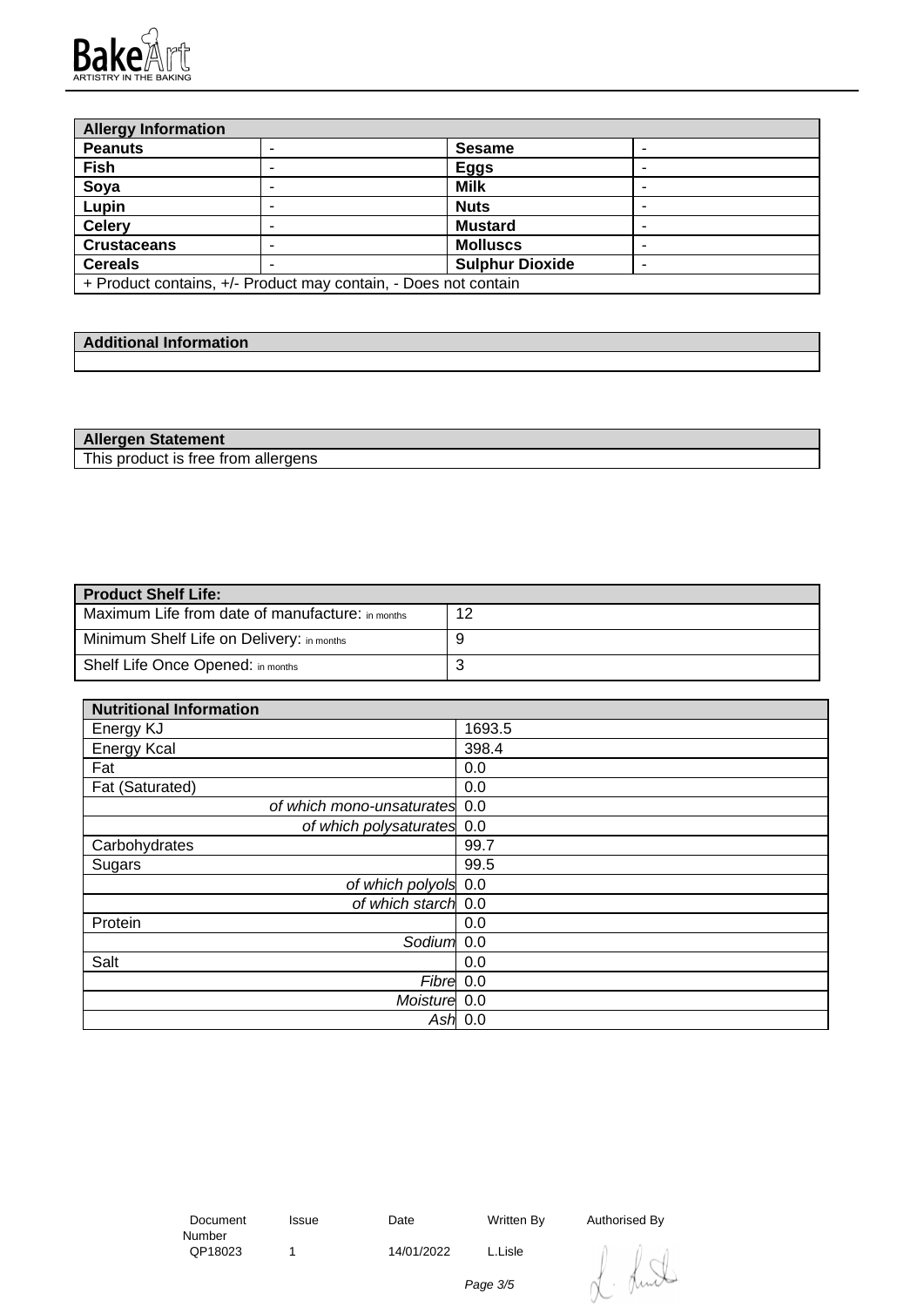| Allergy Information | | | |
|---|---|---|---|
| **Peanuts** | - | **Sesame** | - |
| **Fish** | - | **Eggs** | - |
| **Soya** | - | **Milk** | - |
| **Lupin** | - | **Nuts** | - |
| **Celery** | - | **Mustard** | - |
| **Crustaceans** | - | **Molluscs** | - |
| **Cereals** | - | **Sulphur Dioxide** | - |
| + Product contains, +/- Product may contain, - Does not contain | | | |

| Additional Information |
|---|
| |

| Allergen Statement |
|---|
| This product is free from allergens |

| Product Shelf Life: | |
|---|---|
| Maximum Life from date of manufacture: in months | 12 |
| Minimum Shelf Life on Delivery: in months | 9 |
| Shelf Life Once Opened: in months | 3 |

| Nutritional Information | |
|---|---|
| Energy KJ | 1693.5 |
| Energy Kcal | 398.4 |
| Fat | 0.0 |
| Fat (Saturated) | 0.0 |
| *of which mono-unsaturates* | 0.0 |
| *of which polysaturates* | 0.0 |
| Carbohydrates | 99.7 |
| Sugars | 99.5 |
| *of which polyols* | 0.0 |
| *of which starch* | 0.0 |
| Protein | 0.0 |
| *Sodium* | 0.0 |
| Salt | 0.0 |
| *Fibre* | 0.0 |
| *Moisture* | 0.0 |
| *Ash* | 0.0 |

| Document Number | Issue | Date | Written By | Authorised By |
|---|---|---|---|---|
| QP18023 | 1 | 14/01/2022 | L.Lisle | |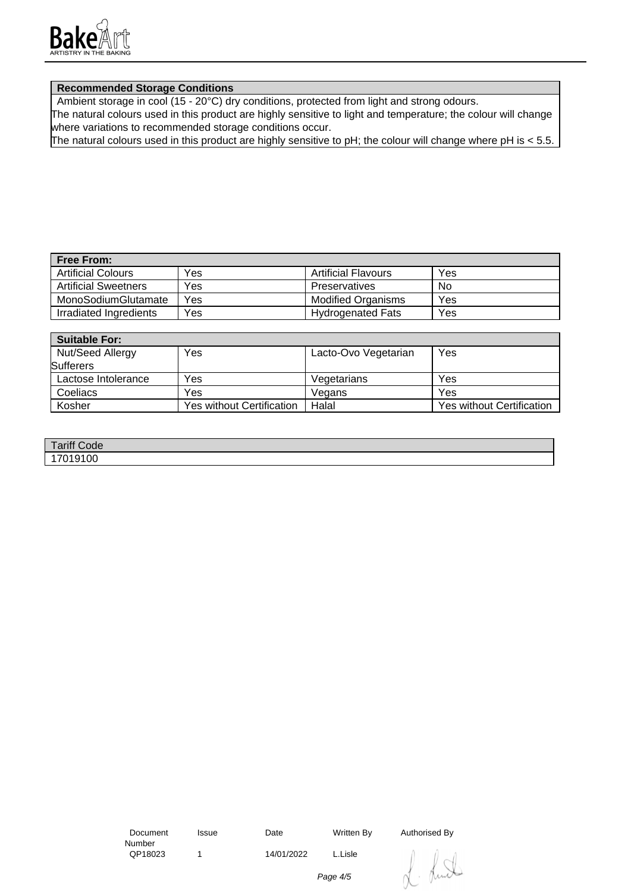**Recommended Storage Conditions**

Ambient storage in cool (15 - 20°C) dry conditions, protected from light and strong odours.
The natural colours used in this product are highly sensitive to light and temperature; the colour will change where variations to recommended storage conditions occur.
The natural colours used in this product are highly sensitive to pH; the colour will change where pH is < 5.5.

| Free From: | | | |
|---|---|---|---|
| Artificial Colours | Yes | Artificial Flavours | Yes |
| Artificial Sweetners | Yes | Preservatives | No |
| MonoSodiumGlutamate | Yes | Modified Organisms | Yes |
| Irradiated Ingredients | Yes | Hydrogenated Fats | Yes |

| Suitable For: | | | |
|---|---|---|---|
| Nut/Seed Allergy Sufferers | Yes | Lacto-Ovo Vegetarian | Yes |
| Lactose Intolerance | Yes | Vegetarians | Yes |
| Coeliacs | Yes | Vegans | Yes |
| Kosher | Yes without Certification | Halal | Yes without Certification |

| Tariff Code |
|---|
| 17019100 |

| Document Number | Issue | Date | Written By | Authorised By |
|---|---|---|---|---|
| QP18023 | 1 | 14/01/2022 | L.Lisle | |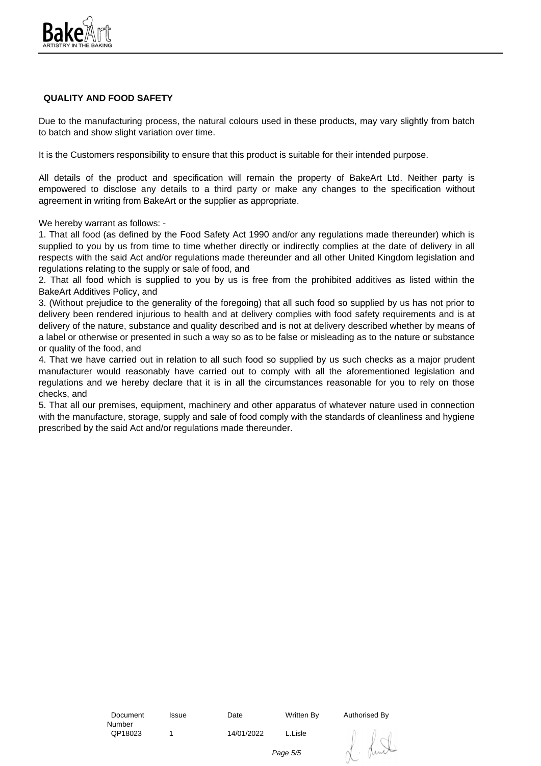## QUALITY AND FOOD SAFETY

Due to the manufacturing process, the natural colours used in these products, may vary slightly from batch to batch and show slight variation over time.

It is the Customers responsibility to ensure that this product is suitable for their intended purpose.

All details of the product and specification will remain the property of BakeArt Ltd. Neither party is empowered to disclose any details to a third party or make any changes to the specification without agreement in writing from BakeArt or the supplier as appropriate.

We hereby warrant as follows: -

1. That all food (as defined by the Food Safety Act 1990 and/or any regulations made thereunder) which is supplied to you by us from time to time whether directly or indirectly complies at the date of delivery in all respects with the said Act and/or regulations made thereunder and all other United Kingdom legislation and regulations relating to the supply or sale of food, and
2. That all food which is supplied to you by us is free from the prohibited additives as listed within the BakeArt Additives Policy, and
3. (Without prejudice to the generality of the foregoing) that all such food so supplied by us has not prior to delivery been rendered injurious to health and at delivery complies with food safety requirements and is at delivery of the nature, substance and quality described and is not at delivery described whether by means of a label or otherwise or presented in such a way so as to be false or misleading as to the nature or substance or quality of the food, and
4. That we have carried out in relation to all such food so supplied by us such checks as a major prudent manufacturer would reasonably have carried out to comply with all the aforementioned legislation and regulations and we hereby declare that it is in all the circumstances reasonable for you to rely on those checks, and
5. That all our premises, equipment, machinery and other apparatus of whatever nature used in connection with the manufacture, storage, supply and sale of food comply with the standards of cleanliness and hygiene prescribed by the said Act and/or regulations made thereunder.

| Document Number | Issue | Date | Written By | Authorised By |
|---|---|---|---|---|
| QP18023 | 1 | 14/01/2022 | L.Lisle | |